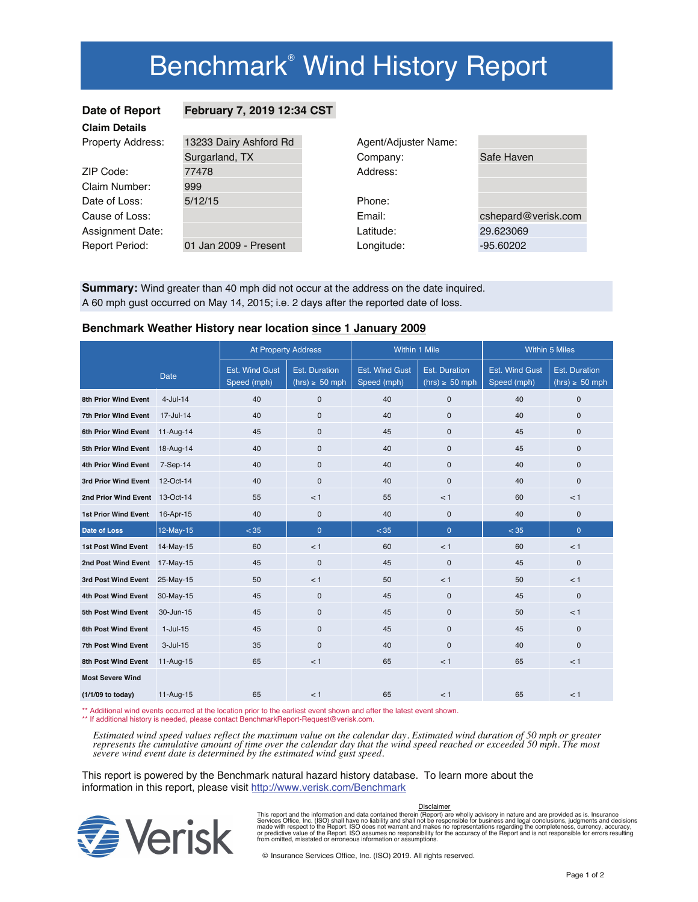# Benchmark® Wind History Report

**Date of Report** **February 7, 2019 12:34 CST**

**Claim Details**

| | | | |
|---|---|---|---|
| Property Address: | 13233 Dairy Ashford Rd | Agent/Adjuster Name: | |
| | Surgarland, TX | Company: | Safe Haven |
| ZIP Code: | 77478 | Address: | |
| Claim Number: | 999 | | |
| Date of Loss: | 5/12/15 | Phone: | |
| Cause of Loss: | | Email: | cshepard@verisk.com |
| Assignment Date: | | Latitude: | 29.623069 |
| Report Period: | 01 Jan 2009 - Present | Longitude: | -95.60202 |

**Summary:** Wind greater than 40 mph did not occur at the address on the date inquired.
A 60 mph gust occurred on May 14, 2015; i.e. 2 days after the reported date of loss.

## Benchmark Weather History near location since 1 January 2009

| | Date | At Property Address | | Within 1 Mile | | Within 5 Miles | |
|---|---|---|---|---|---|---|---|
| | | Est. Wind Gust Speed (mph) | Est. Duration (hrs) ≥ 50 mph | Est. Wind Gust Speed (mph) | Est. Duration (hrs) ≥ 50 mph | Est. Wind Gust Speed (mph) | Est. Duration (hrs) ≥ 50 mph |
| **8th Prior Wind Event** | 4-Jul-14 | 40 | 0 | 40 | 0 | 40 | 0 |
| **7th Prior Wind Event** | 17-Jul-14 | 40 | 0 | 40 | 0 | 40 | 0 |
| **6th Prior Wind Event** | 11-Aug-14 | 45 | 0 | 45 | 0 | 45 | 0 |
| **5th Prior Wind Event** | 18-Aug-14 | 40 | 0 | 40 | 0 | 45 | 0 |
| **4th Prior Wind Event** | 7-Sep-14 | 40 | 0 | 40 | 0 | 40 | 0 |
| **3rd Prior Wind Event** | 12-Oct-14 | 40 | 0 | 40 | 0 | 40 | 0 |
| **2nd Prior Wind Event** | 13-Oct-14 | 55 | < 1 | 55 | < 1 | 60 | < 1 |
| **1st Prior Wind Event** | 16-Apr-15 | 40 | 0 | 40 | 0 | 40 | 0 |
| **Date of Loss** | 12-May-15 | < 35 | 0 | < 35 | 0 | < 35 | 0 |
| **1st Post Wind Event** | 14-May-15 | 60 | < 1 | 60 | < 1 | 60 | < 1 |
| **2nd Post Wind Event** | 17-May-15 | 45 | 0 | 45 | 0 | 45 | 0 |
| **3rd Post Wind Event** | 25-May-15 | 50 | < 1 | 50 | < 1 | 50 | < 1 |
| **4th Post Wind Event** | 30-May-15 | 45 | 0 | 45 | 0 | 45 | 0 |
| **5th Post Wind Event** | 30-Jun-15 | 45 | 0 | 45 | 0 | 50 | < 1 |
| **6th Post Wind Event** | 1-Jul-15 | 45 | 0 | 45 | 0 | 45 | 0 |
| **7th Post Wind Event** | 3-Jul-15 | 35 | 0 | 40 | 0 | 40 | 0 |
| **8th Post Wind Event** | 11-Aug-15 | 65 | < 1 | 65 | < 1 | 65 | < 1 |
| **Most Severe Wind (1/1/09 to today)** | 11-Aug-15 | 65 | < 1 | 65 | < 1 | 65 | < 1 |

** Additional wind events occurred at the location prior to the earliest event shown and after the latest event shown.
** If additional history is needed, please contact BenchmarkReport-Request@verisk.com.

*Estimated wind speed values reflect the maximum value on the calendar day. Estimated wind duration of 50 mph or greater represents the cumulative amount of time over the calendar day that the wind speed reached or exceeded 50 mph. The most severe wind event date is determined by the estimated wind gust speed.*

This report is powered by the Benchmark natural hazard history database. To learn more about the information in this report, please visit http://www.verisk.com/Benchmark

Verisk

Disclaimer

This report and the information and data contained therein (Report) are wholly advisory in nature and are provided as is. Insurance Services Office, Inc. (ISO) shall have no liability and shall not be responsible for business and legal conclusions, judgments and decisions made with respect to the Report. ISO does not warrant and makes no representations regarding the completeness, currency, accuracy, or predictive value of the Report. ISO assumes no responsibility for the accuracy of the Report and is not responsible for errors resulting from omitted, misstated or erroneous information or assumptions.

© Insurance Services Office, Inc. (ISO) 2019. All rights reserved.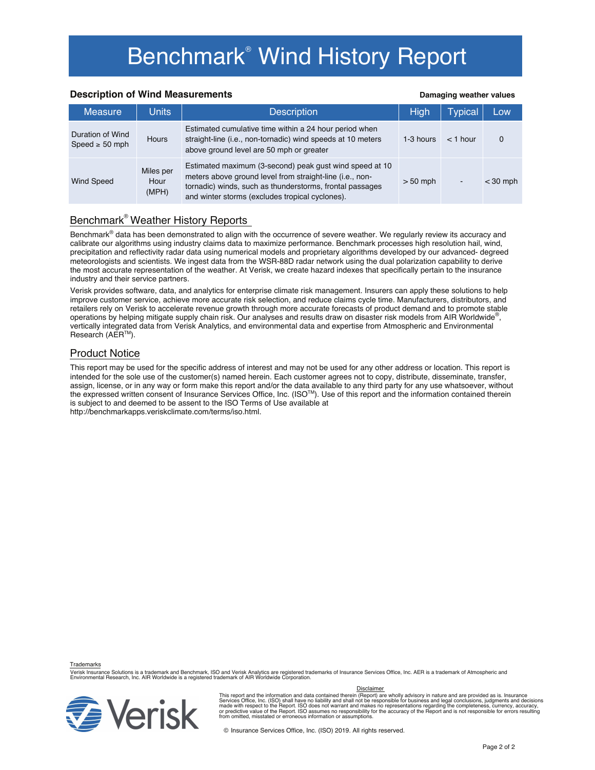# Benchmark® Wind History Report

**Description of Wind Measurements** **Damaging weather values**

| Measure | Units | Description | High | Typical | Low |
|---|---|---|---|---|---|
| Duration of Wind Speed ≥ 50 mph | Hours | Estimated cumulative time within a 24 hour period when straight-line (i.e., non-tornadic) wind speeds at 10 meters above ground level are 50 mph or greater | 1-3 hours | < 1 hour | 0 |
| Wind Speed | Miles per Hour (MPH) | Estimated maximum (3-second) peak gust wind speed at 10 meters above ground level from straight-line (i.e., non-tornadic) winds, such as thunderstorms, frontal passages and winter storms (excludes tropical cyclones). | > 50 mph | - | < 30 mph |

## Benchmark® Weather History Reports

Benchmark® data has been demonstrated to align with the occurrence of severe weather. We regularly review its accuracy and calibrate our algorithms using industry claims data to maximize performance. Benchmark processes high resolution hail, wind, precipitation and reflectivity radar data using numerical models and proprietary algorithms developed by our advanced- degreed meteorologists and scientists. We ingest data from the WSR-88D radar network using the dual polarization capability to derive the most accurate representation of the weather. At Verisk, we create hazard indexes that specifically pertain to the insurance industry and their service partners.

Verisk provides software, data, and analytics for enterprise climate risk management. Insurers can apply these solutions to help improve customer service, achieve more accurate risk selection, and reduce claims cycle time. Manufacturers, distributors, and retailers rely on Verisk to accelerate revenue growth through more accurate forecasts of product demand and to promote stable operations by helping mitigate supply chain risk. Our analyses and results draw on disaster risk models from AIR Worldwide®, vertically integrated data from Verisk Analytics, and environmental data and expertise from Atmospheric and Environmental Research (AER™).

## Product Notice

This report may be used for the specific address of interest and may not be used for any other address or location. This report is intended for the sole use of the customer(s) named herein. Each customer agrees not to copy, distribute, disseminate, transfer, assign, license, or in any way or form make this report and/or the data available to any third party for any use whatsoever, without the expressed written consent of Insurance Services Office, Inc. (ISO™). Use of this report and the information contained therein is subject to and deemed to be assent to the ISO Terms of Use available at http://benchmarkapps.veriskclimate.com/terms/iso.html.

Trademarks

Verisk Insurance Solutions is a trademark and Benchmark, ISO and Verisk Analytics are registered trademarks of Insurance Services Office, Inc. AER is a trademark of Atmospheric and Environmental Research, Inc. AIR Worldwide is a registered trademark of AIR Worldwide Corporation.

Verisk

Disclaimer

This report and the information and data contained therein (Report) are wholly advisory in nature and are provided as is. Insurance Services Office, Inc. (ISO) shall have no liability and shall not be responsible for business and legal conclusions, judgments and decisions made with respect to the Report. ISO does not warrant and makes no representations regarding the completeness, currency, accuracy, or predictive value of the Report. ISO assumes no responsibility for the accuracy of the Report and is not responsible for errors resulting from omitted, misstated or erroneous information or assumptions.

© Insurance Services Office, Inc. (ISO) 2019. All rights reserved.